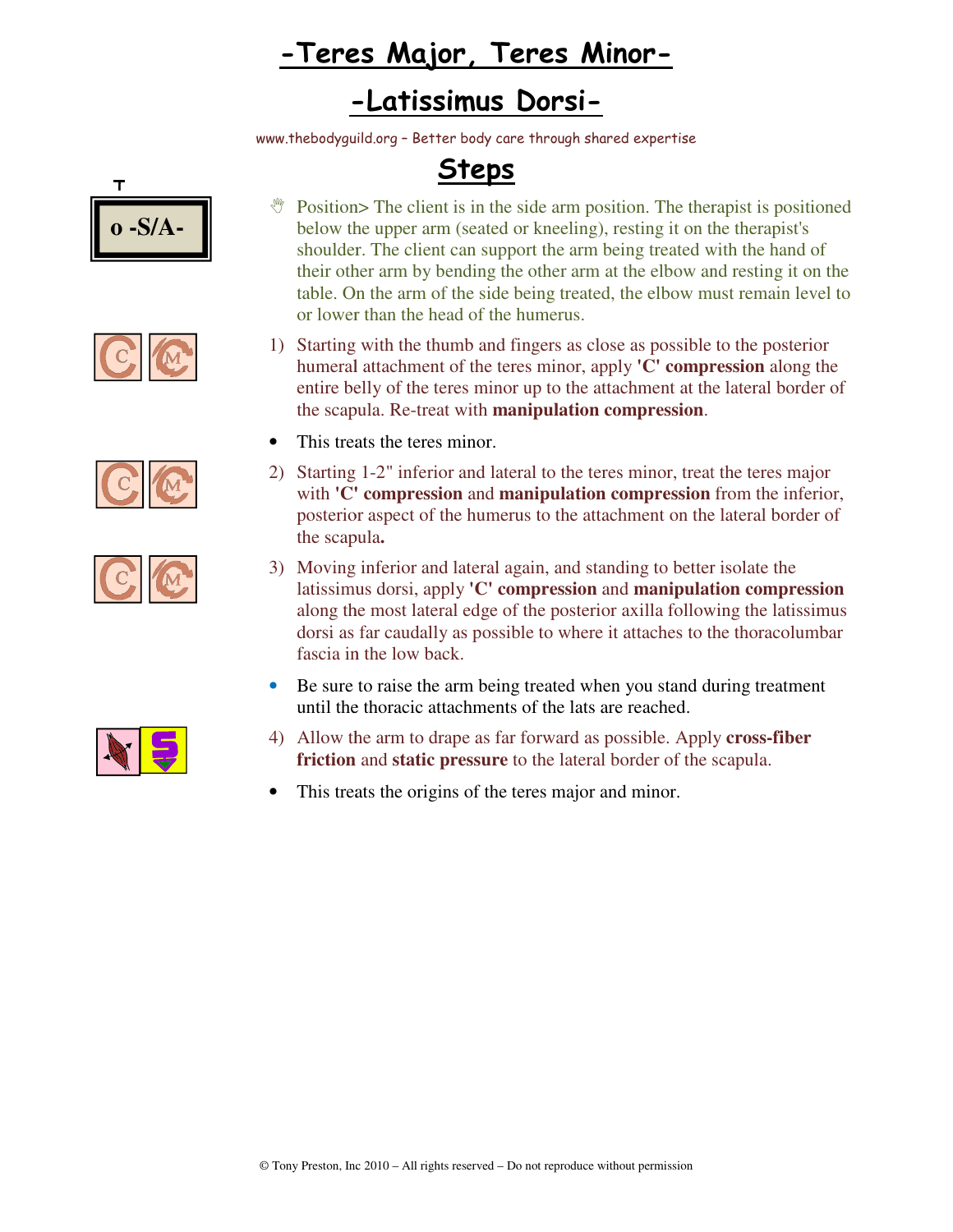# -Teres Major, Teres Minor-

# -Latissimus Dorsi-

www.thebodyguild.org – Better body care through shared expertise

## Steps

T

o -S/A-

Position> The client is in the side arm position. The therapist is positioned below the upper arm (seated or kneeling), resting it on the therapist's shoulder. The client can support the arm being treated with the hand of their other arm by bending the other arm at the elbow and resting it on the table. On the arm of the side being treated, the elbow must remain level to or lower than the head of the humerus.

1) Starting with the thumb and fingers as close as possible to the posterior humeral attachment of the teres minor, apply **'C' compression** along the entire belly of the teres minor up to the attachment at the lateral border of the scapula. Re-treat with **manipulation compression**.

- This treats the teres minor.

2) Starting 1-2" inferior and lateral to the teres minor, treat the teres major with **'C' compression** and **manipulation compression** from the inferior, posterior aspect of the humerus to the attachment on the lateral border of the scapula**.**

3) Moving inferior and lateral again, and standing to better isolate the latissimus dorsi, apply **'C' compression** and **manipulation compression** along the most lateral edge of the posterior axilla following the latissimus dorsi as far caudally as possible to where it attaches to the thoracolumbar fascia in the low back.

- Be sure to raise the arm being treated when you stand during treatment until the thoracic attachments of the lats are reached.

4) Allow the arm to drape as far forward as possible. Apply **cross-fiber friction** and **static pressure** to the lateral border of the scapula.

- This treats the origins of the teres major and minor.

© Tony Preston, Inc 2010 – All rights reserved – Do not reproduce without permission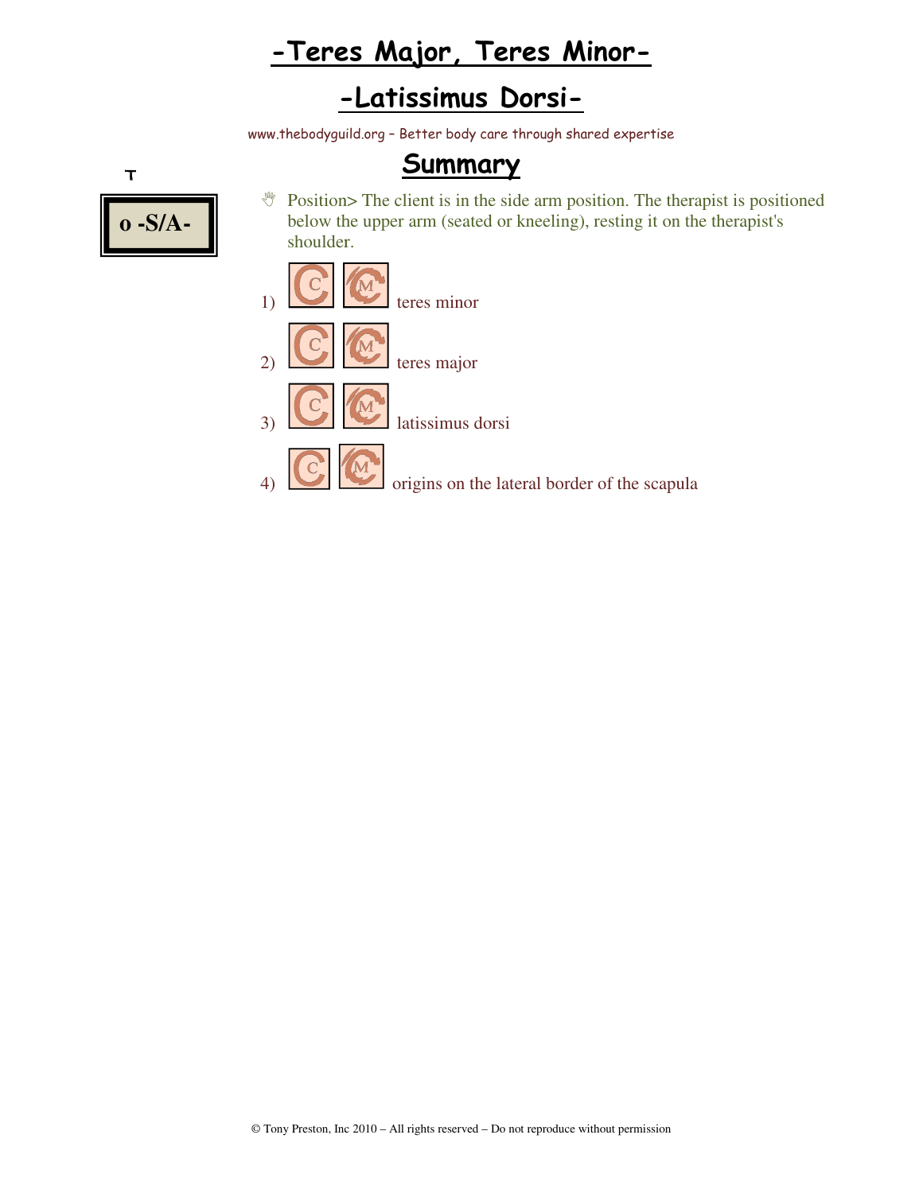# -Teres Major, Teres Minor-

# -Latissimus Dorsi-

www.thebodyguild.org – Better body care through shared expertise

## Summary

T

**o -S/A-**

Position> The client is in the side arm position. The therapist is positioned below the upper arm (seated or kneeling), resting it on the therapist's shoulder.

1) C M teres minor
2) C M teres major
3) C M latissimus dorsi
4) C M origins on the lateral border of the scapula

© Tony Preston, Inc 2010 – All rights reserved – Do not reproduce without permission